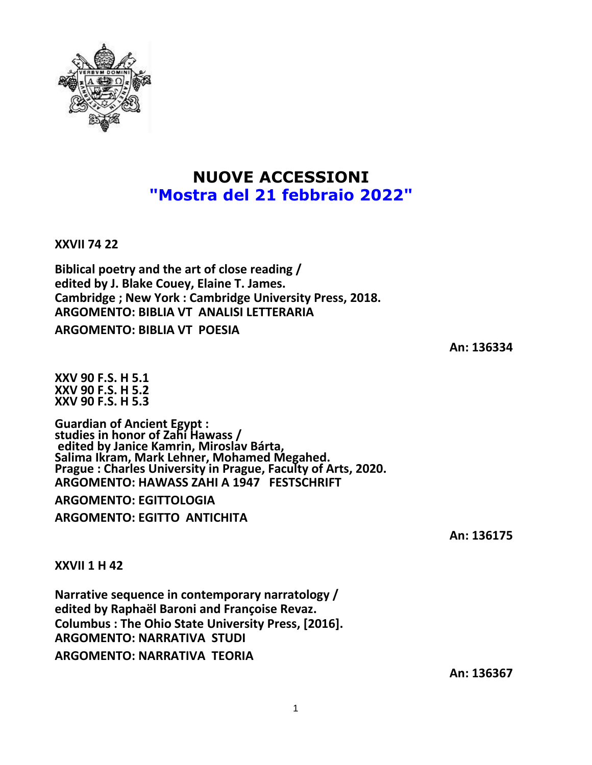# NUOVE ACCESSIONI
## "Mostra del 21 febbraio 2022"

**XXVII 74 22**

**Biblical poetry and the art of close reading /**
**edited by J. Blake Couey, Elaine T. James.**
**Cambridge ; New York : Cambridge University Press, 2018.**
**ARGOMENTO: BIBLIA VT ANALISI LETTERARIA**
**ARGOMENTO: BIBLIA VT POESIA**

**An: 136334**

**XXV 90 F.S. H 5.1**
**XXV 90 F.S. H 5.2**
**XXV 90 F.S. H 5.3**

**Guardian of Ancient Egypt :**
**studies in honor of Zahi Hawass /**
**edited by Janice Kamrin, Miroslav Bárta,**
**Salima Ikram, Mark Lehner, Mohamed Megahed.**
**Prague : Charles University in Prague, Faculty of Arts, 2020.**
**ARGOMENTO: HAWASS ZAHI A 1947 FESTSCHRIFT**
**ARGOMENTO: EGITTOLOGIA**
**ARGOMENTO: EGITTO ANTICHITA**

**An: 136175**

**XXVII 1 H 42**

**Narrative sequence in contemporary narratology /**
**edited by Raphaël Baroni and Françoise Revaz.**
**Columbus : The Ohio State University Press, [2016].**
**ARGOMENTO: NARRATIVA STUDI**
**ARGOMENTO: NARRATIVA TEORIA**

**An: 136367**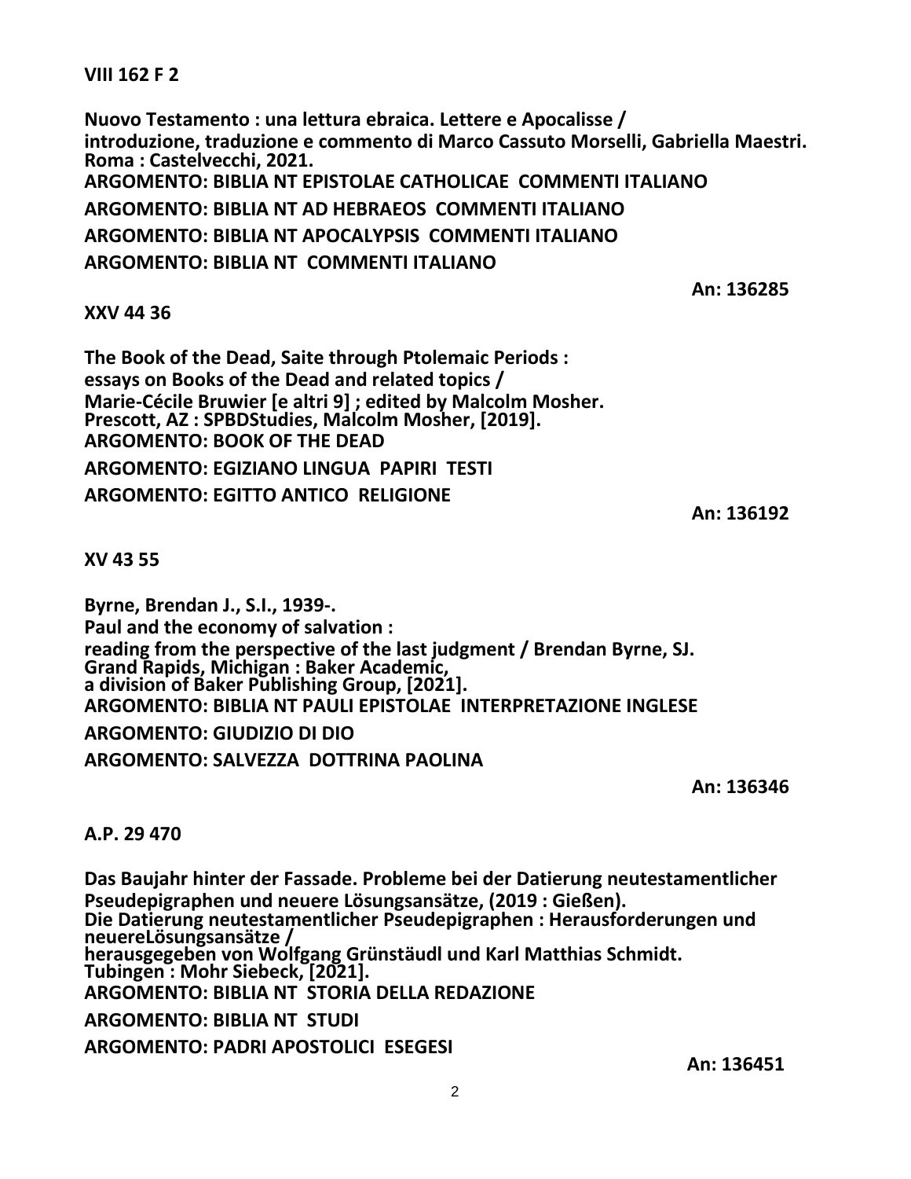**VIII 162 F 2**

**Nuovo Testamento : una lettura ebraica. Lettere e Apocalisse /**
**introduzione, traduzione e commento di Marco Cassuto Morselli, Gabriella Maestri.**
**Roma : Castelvecchi, 2021.**
**ARGOMENTO: BIBLIA NT EPISTOLAE CATHOLICAE COMMENTI ITALIANO**
**ARGOMENTO: BIBLIA NT AD HEBRAEOS COMMENTI ITALIANO**
**ARGOMENTO: BIBLIA NT APOCALYPSIS COMMENTI ITALIANO**
**ARGOMENTO: BIBLIA NT COMMENTI ITALIANO**

**An: 136285**

**XXV 44 36**

**The Book of the Dead, Saite through Ptolemaic Periods :**
**essays on Books of the Dead and related topics /**
**Marie-Cécile Bruwier [e altri 9] ; edited by Malcolm Mosher.**
**Prescott, AZ : SPBDStudies, Malcolm Mosher, [2019].**
**ARGOMENTO: BOOK OF THE DEAD**
**ARGOMENTO: EGIZIANO LINGUA PAPIRI TESTI**
**ARGOMENTO: EGITTO ANTICO RELIGIONE**

**An: 136192**

**XV 43 55**

**Byrne, Brendan J., S.I., 1939-.**
**Paul and the economy of salvation :**
**reading from the perspective of the last judgment / Brendan Byrne, SJ.**
**Grand Rapids, Michigan : Baker Academic,**
**a division of Baker Publishing Group, [2021].**
**ARGOMENTO: BIBLIA NT PAULI EPISTOLAE INTERPRETAZIONE INGLESE**
**ARGOMENTO: GIUDIZIO DI DIO**
**ARGOMENTO: SALVEZZA DOTTRINA PAOLINA**

**An: 136346**

**A.P. 29 470**

**Das Baujahr hinter der Fassade. Probleme bei der Datierung neutestamentlicher**
**Pseudepigraphen und neuere Lösungsansätze, (2019 : Gießen).**
**Die Datierung neutestamentlicher Pseudepigraphen : Herausforderungen und**
**neuereLösungsansätze /**
**herausgegeben von Wolfgang Grünstäudl und Karl Matthias Schmidt.**
**Tubingen : Mohr Siebeck, [2021].**
**ARGOMENTO: BIBLIA NT STORIA DELLA REDAZIONE**
**ARGOMENTO: BIBLIA NT STUDI**
**ARGOMENTO: PADRI APOSTOLICI ESEGESI**

**An: 136451**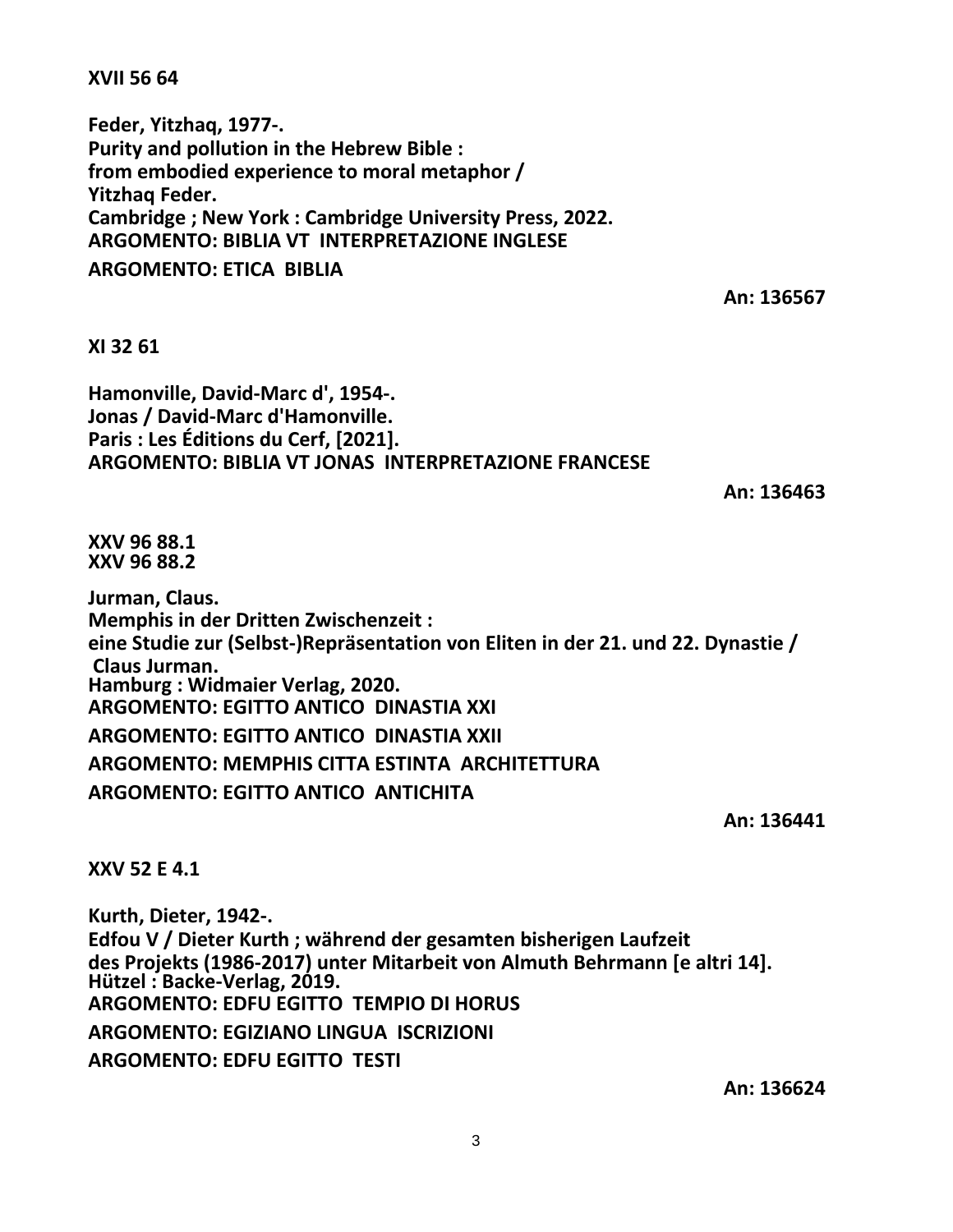**XVII 56 64**

**Feder, Yitzhaq, 1977-.**
**Purity and pollution in the Hebrew Bible :**
**from embodied experience to moral metaphor /**
**Yitzhaq Feder.**
**Cambridge ; New York : Cambridge University Press, 2022.**
**ARGOMENTO: BIBLIA VT INTERPRETAZIONE INGLESE**
**ARGOMENTO: ETICA BIBLIA**

**An: 136567**

**XI 32 61**

**Hamonville, David-Marc d', 1954-.**
**Jonas / David-Marc d'Hamonville.**
**Paris : Les Éditions du Cerf, [2021].**
**ARGOMENTO: BIBLIA VT JONAS INTERPRETAZIONE FRANCESE**

**An: 136463**

**XXV 96 88.1**
**XXV 96 88.2**

**Jurman, Claus.**
**Memphis in der Dritten Zwischenzeit :**
**eine Studie zur (Selbst-)Repräsentation von Eliten in der 21. und 22. Dynastie /**
**Claus Jurman.**
**Hamburg : Widmaier Verlag, 2020.**
**ARGOMENTO: EGITTO ANTICO DINASTIA XXI**
**ARGOMENTO: EGITTO ANTICO DINASTIA XXII**
**ARGOMENTO: MEMPHIS CITTA ESTINTA ARCHITETTURA**
**ARGOMENTO: EGITTO ANTICO ANTICHITA**

**An: 136441**

**XXV 52 E 4.1**

**Kurth, Dieter, 1942-.**
**Edfou V / Dieter Kurth ; während der gesamten bisherigen Laufzeit**
**des Projekts (1986-2017) unter Mitarbeit von Almuth Behrmann [e altri 14].**
**Hützel : Backe-Verlag, 2019.**
**ARGOMENTO: EDFU EGITTO TEMPIO DI HORUS**
**ARGOMENTO: EGIZIANO LINGUA ISCRIZIONI**
**ARGOMENTO: EDFU EGITTO TESTI**

**An: 136624**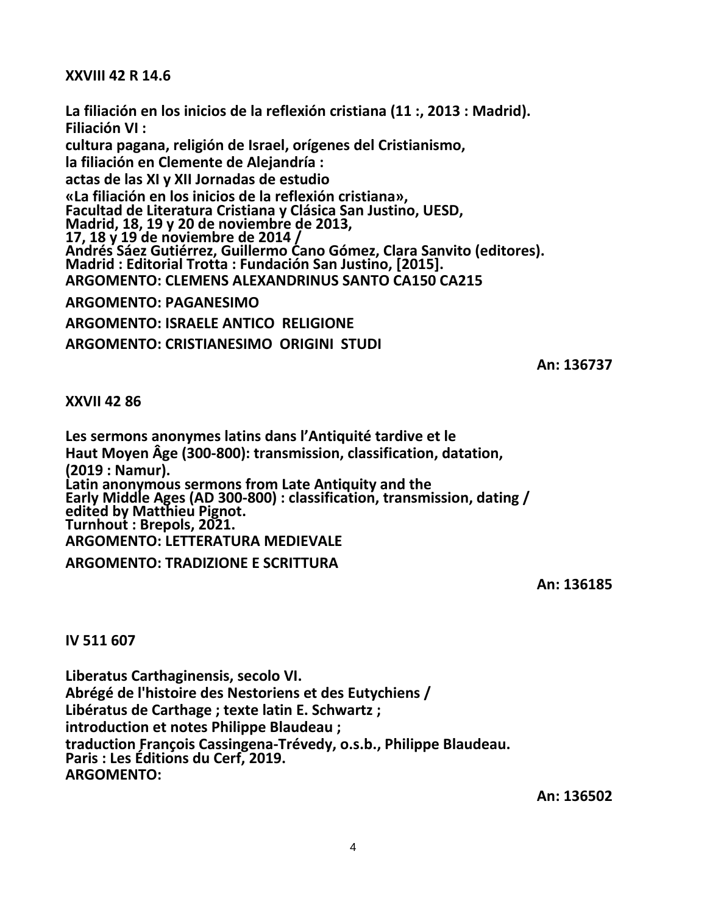**XXVIII 42 R 14.6**

**La filiación en los inicios de la reflexión cristiana (11 :, 2013 : Madrid).**
**Filiación VI :**
**cultura pagana, religión de Israel, orígenes del Cristianismo,**
**la filiación en Clemente de Alejandría :**
**actas de las XI y XII Jornadas de estudio**
**«La filiación en los inicios de la reflexión cristiana»,**
**Facultad de Literatura Cristiana y Clásica San Justino, UESD,**
**Madrid, 18, 19 y 20 de noviembre de 2013,**
**17, 18 y 19 de noviembre de 2014 /**
**Andrés Sáez Gutiérrez, Guillermo Cano Gómez, Clara Sanvito (editores).**
**Madrid : Editorial Trotta : Fundación San Justino, [2015].**
**ARGOMENTO: CLEMENS ALEXANDRINUS SANTO CA150 CA215**

**ARGOMENTO: PAGANESIMO**

**ARGOMENTO: ISRAELE ANTICO RELIGIONE**

**ARGOMENTO: CRISTIANESIMO ORIGINI STUDI**

**An: 136737**

**XXVII 42 86**

**Les sermons anonymes latins dans l'Antiquité tardive et le**
**Haut Moyen Âge (300-800): transmission, classification, datation,**
**(2019 : Namur).**
**Latin anonymous sermons from Late Antiquity and the**
**Early Middle Ages (AD 300-800) : classification, transmission, dating /**
**edited by Matthieu Pignot.**
**Turnhout : Brepols, 2021.**
**ARGOMENTO: LETTERATURA MEDIEVALE**

**ARGOMENTO: TRADIZIONE E SCRITTURA**

**An: 136185**

**IV 511 607**

**Liberatus Carthaginensis, secolo VI.**
**Abrégé de l'histoire des Nestoriens et des Eutychiens /**
**Libératus de Carthage ; texte latin E. Schwartz ;**
**introduction et notes Philippe Blaudeau ;**
**traduction François Cassingena-Trévedy, o.s.b., Philippe Blaudeau.**
**Paris : Les Éditions du Cerf, 2019.**
**ARGOMENTO:**

**An: 136502**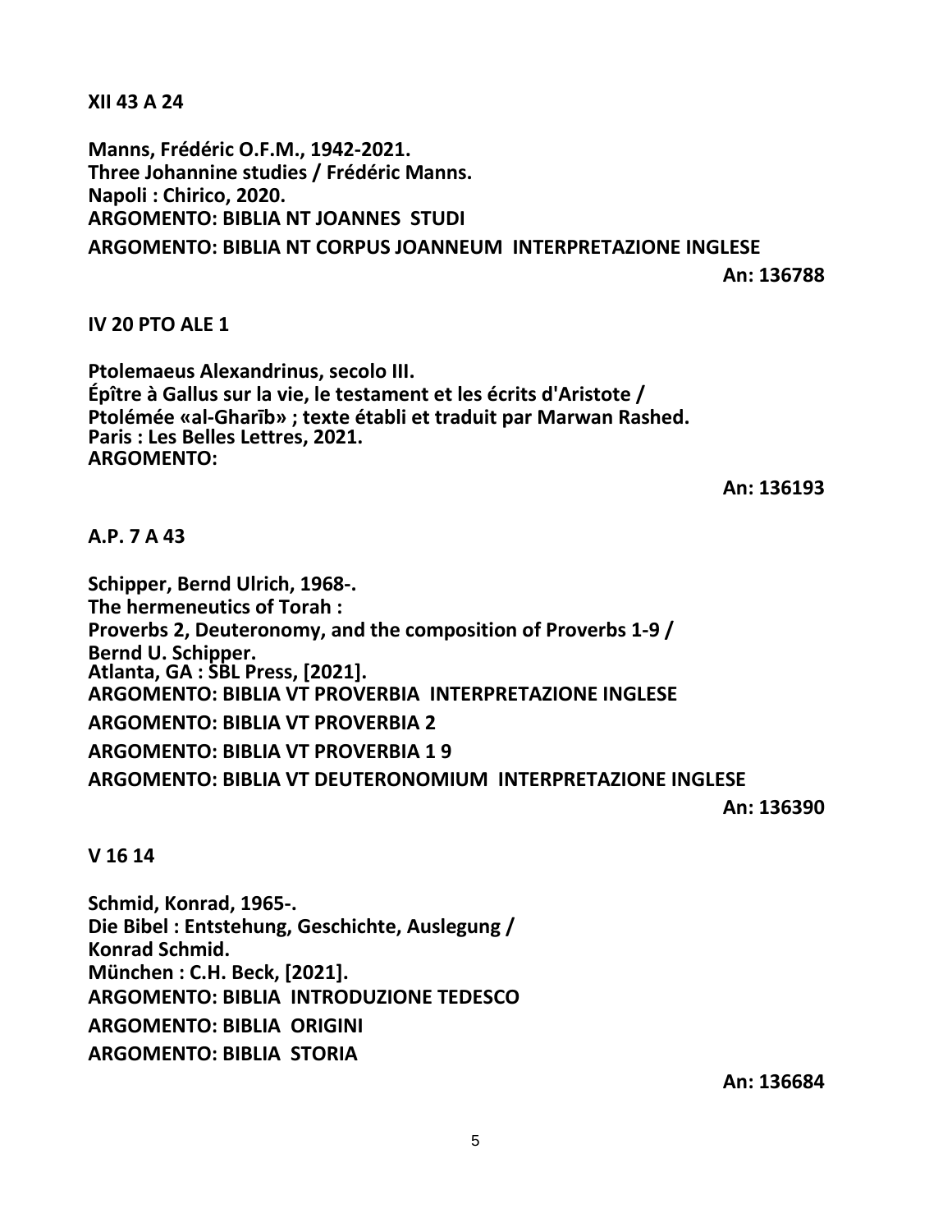**XII 43 A 24**

**Manns, Frédéric O.F.M., 1942-2021.**
**Three Johannine studies / Frédéric Manns.**
**Napoli : Chirico, 2020.**
**ARGOMENTO: BIBLIA NT JOANNES STUDI**
**ARGOMENTO: BIBLIA NT CORPUS JOANNEUM INTERPRETAZIONE INGLESE**

**An: 136788**

**IV 20 PTO ALE 1**

**Ptolemaeus Alexandrinus, secolo III.**
**Épître à Gallus sur la vie, le testament et les écrits d'Aristote /**
**Ptolémée «al-Gharīb» ; texte établi et traduit par Marwan Rashed.**
**Paris : Les Belles Lettres, 2021.**
**ARGOMENTO:**

**An: 136193**

**A.P. 7 A 43**

**Schipper, Bernd Ulrich, 1968-.**
**The hermeneutics of Torah :**
**Proverbs 2, Deuteronomy, and the composition of Proverbs 1-9 /**
**Bernd U. Schipper.**
**Atlanta, GA : SBL Press, [2021].**
**ARGOMENTO: BIBLIA VT PROVERBIA INTERPRETAZIONE INGLESE**
**ARGOMENTO: BIBLIA VT PROVERBIA 2**
**ARGOMENTO: BIBLIA VT PROVERBIA 1 9**
**ARGOMENTO: BIBLIA VT DEUTERONOMIUM INTERPRETAZIONE INGLESE**

**An: 136390**

**V 16 14**

**Schmid, Konrad, 1965-.**
**Die Bibel : Entstehung, Geschichte, Auslegung /**
**Konrad Schmid.**
**München : C.H. Beck, [2021].**
**ARGOMENTO: BIBLIA INTRODUZIONE TEDESCO**
**ARGOMENTO: BIBLIA ORIGINI**
**ARGOMENTO: BIBLIA STORIA**

**An: 136684**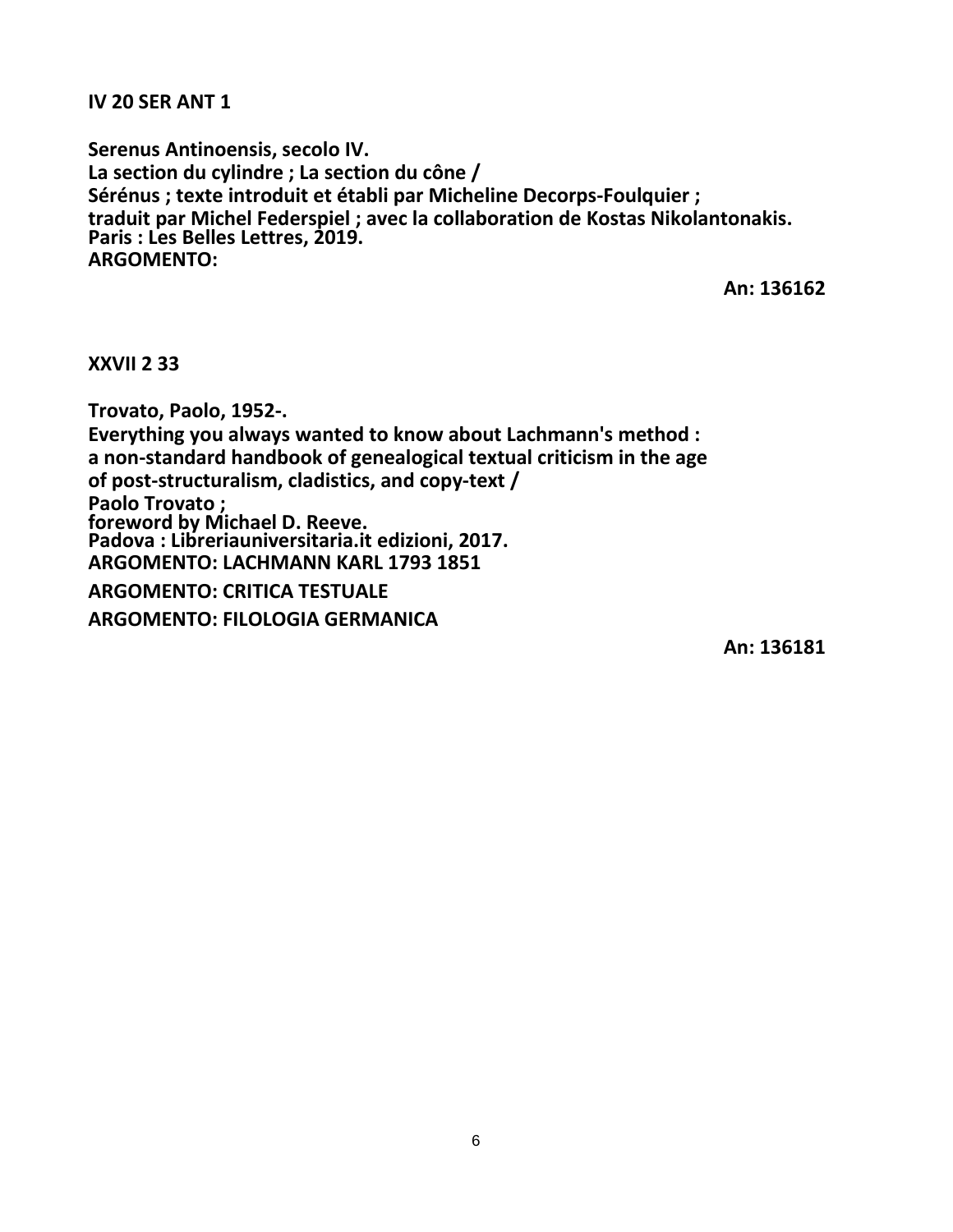**IV 20 SER ANT 1**

**Serenus Antinoensis, secolo IV.**
**La section du cylindre ; La section du cône /**
**Sérénus ; texte introduit et établi par Micheline Decorps-Foulquier ;**
**traduit par Michel Federspiel ; avec la collaboration de Kostas Nikolantonakis.**
**Paris : Les Belles Lettres, 2019.**
**ARGOMENTO:**

**An: 136162**

**XXVII 2 33**

**Trovato, Paolo, 1952-.**
**Everything you always wanted to know about Lachmann's method :**
**a non-standard handbook of genealogical textual criticism in the age**
**of post-structuralism, cladistics, and copy-text /**
**Paolo Trovato ;**
**foreword by Michael D. Reeve.**
**Padova : Libreriauniversitaria.it edizioni, 2017.**
**ARGOMENTO: LACHMANN KARL 1793 1851**

**ARGOMENTO: CRITICA TESTUALE**

**ARGOMENTO: FILOLOGIA GERMANICA**

**An: 136181**